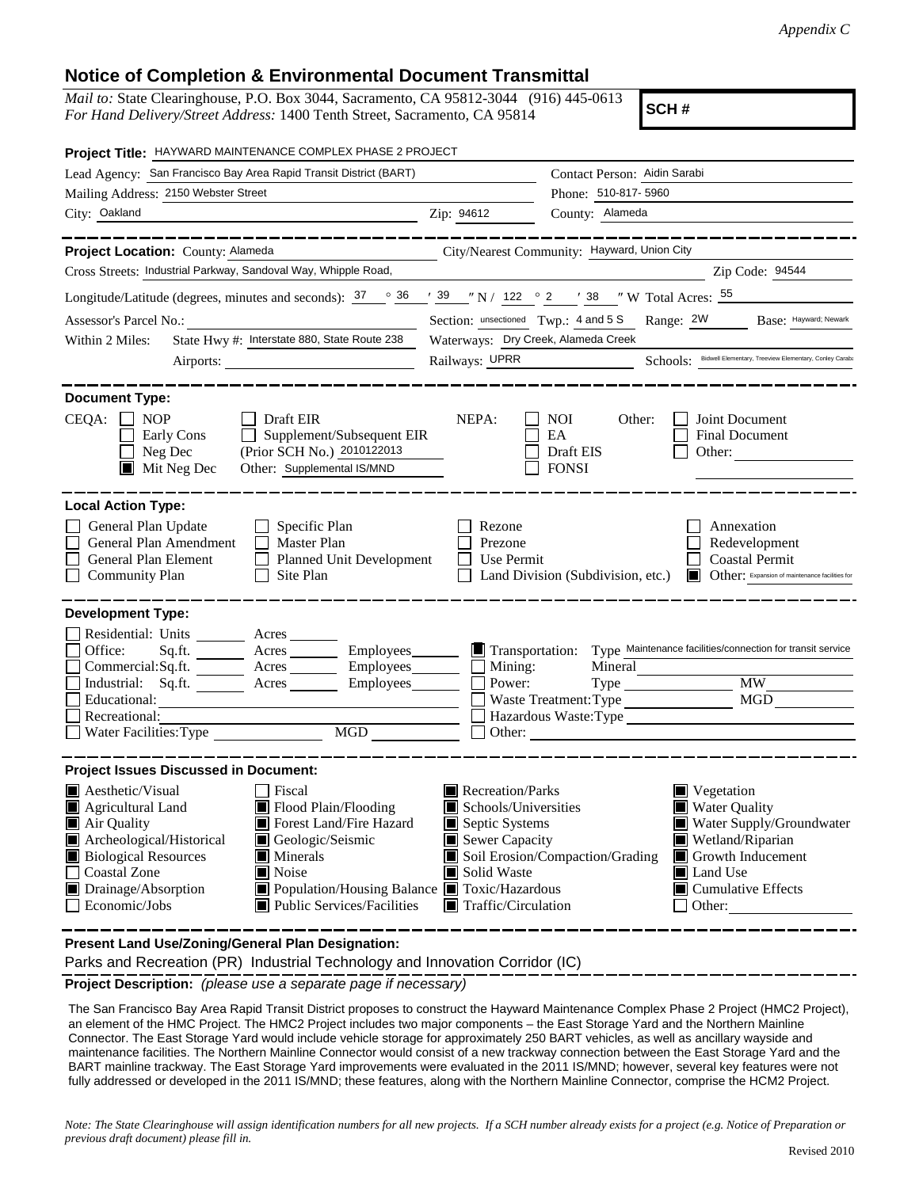*Appendix C*

## Notice of Completion & Environmental Document Transmittal

*Mail to:* State Clearinghouse, P.O. Box 3044, Sacramento, CA 95812-3044 (916) 445-0613
*For Hand Delivery/Street Address:* 1400 Tenth Street, Sacramento, CA 95814

**SCH #**

**Project Title:** HAYWARD MAINTENANCE COMPLEX PHASE 2 PROJECT

Lead Agency: San Francisco Bay Area Rapid Transit District (BART) — Contact Person: Aidin Sarabi
Mailing Address: 2150 Webster Street — Phone: 510-817- 5960
City: Oakland — Zip: 94612 — County: Alameda

**Project Location:** County: Alameda — City/Nearest Community: Hayward, Union City
Cross Streets: Industrial Parkway, Sandoval Way, Whipple Road, — Zip Code: 94544
Longitude/Latitude (degrees, minutes and seconds): 37 ° 36 ′ 39 ″ N / 122 ° 2 ′ 38 ″ W Total Acres: 55
Assessor's Parcel No.: — Section: unsectioned Twp.: 4 and 5 S Range: 2W Base: Hayward; Newark
Within 2 Miles: State Hwy #: Interstate 880, State Route 238 — Waterways: Dry Creek, Alameda Creek
Airports: — Railways: UPRR — Schools: Bidwell Elementary, Treeview Elementary, Conley Caraba

**Document Type:**

CEQA: ☐ NOP ☐ Early Cons ☐ Neg Dec ☒ Mit Neg Dec ☐ Draft EIR ☐ Supplement/Subsequent EIR (Prior SCH No.) 2010122013 Other: Supplemental IS/MND

NEPA: ☐ NOI ☐ EA ☐ Draft EIS ☐ FONSI

Other: ☐ Joint Document ☐ Final Document ☐ Other:

**Local Action Type:**

☐ General Plan Update ☐ General Plan Amendment ☐ General Plan Element ☐ Community Plan ☐ Specific Plan ☐ Master Plan ☐ Planned Unit Development ☐ Site Plan ☐ Rezone ☐ Prezone ☐ Use Permit ☐ Land Division (Subdivision, etc.) ☐ Annexation ☐ Redevelopment ☐ Coastal Permit ☒ Other: Expansion of maintenance facilities for

**Development Type:**

☐ Residential: Units ___ Acres ___
☐ Office: Sq.ft. ___ Acres ___ Employees ___
☐ Commercial: Sq.ft. ___ Acres ___ Employees ___
☐ Industrial: Sq.ft. ___ Acres ___ Employees ___
☐ Educational:
☐ Recreational:
☐ Water Facilities: Type ___ MGD ___
☒ Transportation: Type Maintenance facilities/connection for transit service
☐ Mining: Mineral
☐ Power: Type ___ MW
☐ Waste Treatment: Type ___ MGD
☐ Hazardous Waste: Type
☐ Other:

**Project Issues Discussed in Document:**

☒ Aesthetic/Visual ☒ Agricultural Land ☒ Air Quality ☒ Archeological/Historical ☒ Biological Resources ☐ Coastal Zone ☒ Drainage/Absorption ☐ Economic/Jobs
☐ Fiscal ☒ Flood Plain/Flooding ☒ Forest Land/Fire Hazard ☒ Geologic/Seismic ☒ Minerals ☒ Noise ☒ Population/Housing Balance ☒ Public Services/Facilities
☒ Recreation/Parks ☒ Schools/Universities ☒ Septic Systems ☒ Sewer Capacity ☒ Soil Erosion/Compaction/Grading ☒ Solid Waste ☒ Toxic/Hazardous ☒ Traffic/Circulation
☒ Vegetation ☒ Water Quality ☒ Water Supply/Groundwater ☒ Wetland/Riparian ☒ Growth Inducement ☒ Land Use ☒ Cumulative Effects ☐ Other:

**Present Land Use/Zoning/General Plan Designation:**

Parks and Recreation (PR) Industrial Technology and Innovation Corridor (IC)

**Project Description:** *(please use a separate page if necessary)*

The San Francisco Bay Area Rapid Transit District proposes to construct the Hayward Maintenance Complex Phase 2 Project (HMC2 Project), an element of the HMC Project. The HMC2 Project includes two major components – the East Storage Yard and the Northern Mainline Connector. The East Storage Yard would include vehicle storage for approximately 250 BART vehicles, as well as ancillary wayside and maintenance facilities. The Northern Mainline Connector would consist of a new trackway connection between the East Storage Yard and the BART mainline trackway. The East Storage Yard improvements were evaluated in the 2011 IS/MND; however, several key features were not fully addressed or developed in the 2011 IS/MND; these features, along with the Northern Mainline Connector, comprise the HCM2 Project.

*Note: The State Clearinghouse will assign identification numbers for all new projects. If a SCH number already exists for a project (e.g. Notice of Preparation or previous draft document) please fill in.*

Revised 2010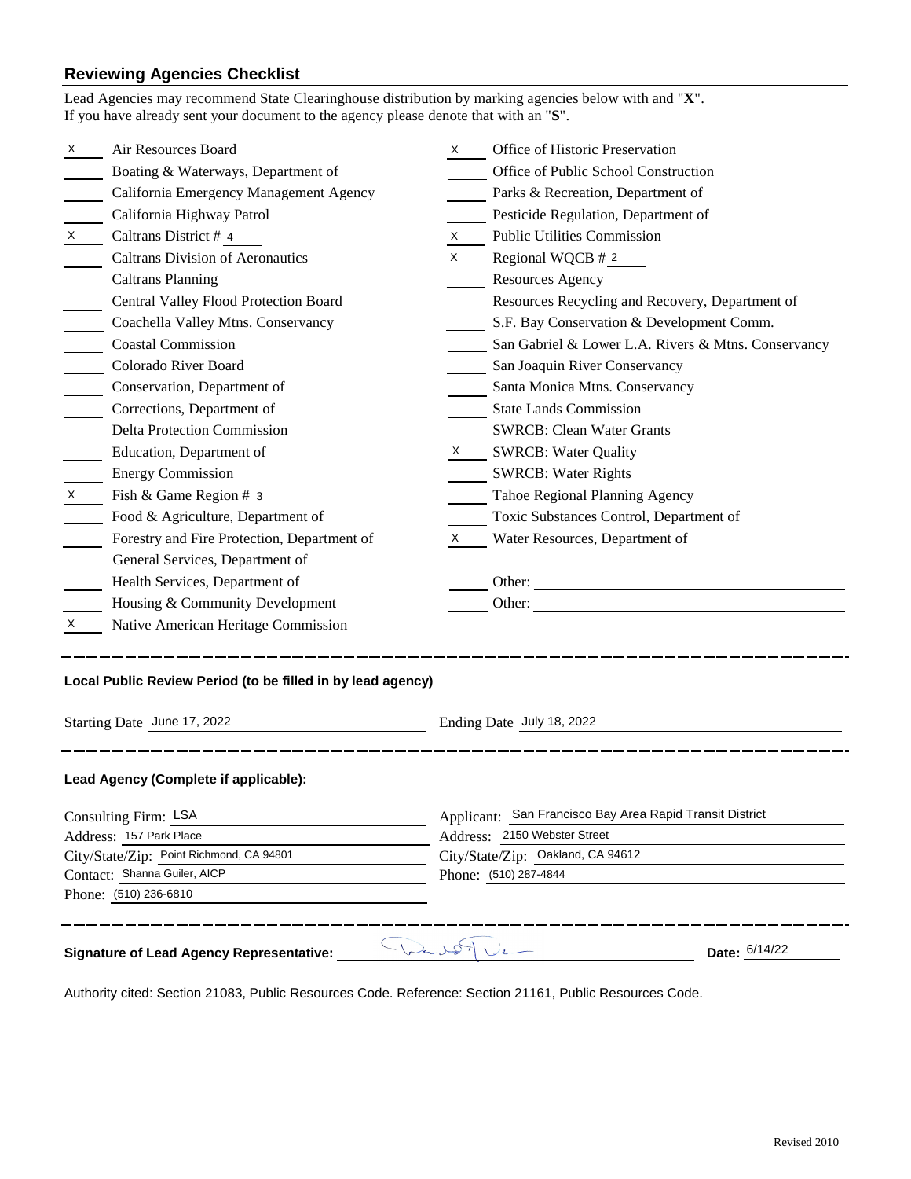## Reviewing Agencies Checklist

Lead Agencies may recommend State Clearinghouse distribution by marking agencies below with and "**X**".
If you have already sent your document to the agency please denote that with an "**S**".

| | | | |
|---|---|---|---|
| X | Air Resources Board | X | Office of Historic Preservation |
| | Boating & Waterways, Department of | | Office of Public School Construction |
| | California Emergency Management Agency | | Parks & Recreation, Department of |
| | California Highway Patrol | | Pesticide Regulation, Department of |
| X | Caltrans District # 4 | X | Public Utilities Commission |
| | Caltrans Division of Aeronautics | X | Regional WQCB # 2 |
| | Caltrans Planning | | Resources Agency |
| | Central Valley Flood Protection Board | | Resources Recycling and Recovery, Department of |
| | Coachella Valley Mtns. Conservancy | | S.F. Bay Conservation & Development Comm. |
| | Coastal Commission | | San Gabriel & Lower L.A. Rivers & Mtns. Conservancy |
| | Colorado River Board | | San Joaquin River Conservancy |
| | Conservation, Department of | | Santa Monica Mtns. Conservancy |
| | Corrections, Department of | | State Lands Commission |
| | Delta Protection Commission | | SWRCB: Clean Water Grants |
| | Education, Department of | X | SWRCB: Water Quality |
| | Energy Commission | | SWRCB: Water Rights |
| X | Fish & Game Region # 3 | | Tahoe Regional Planning Agency |
| | Food & Agriculture, Department of | | Toxic Substances Control, Department of |
| | Forestry and Fire Protection, Department of | X | Water Resources, Department of |
| | General Services, Department of | | |
| | Health Services, Department of | | Other: |
| | Housing & Community Development | | Other: |
| X | Native American Heritage Commission | | |

---

**Local Public Review Period (to be filled in by lead agency)**

Starting Date June 17, 2022 Ending Date July 18, 2022

---

**Lead Agency (Complete if applicable):**

Consulting Firm: LSA
Address: 157 Park Place
City/State/Zip: Point Richmond, CA 94801
Contact: Shanna Guiler, AICP
Phone: (510) 236-6810

Applicant: San Francisco Bay Area Rapid Transit District
Address: 2150 Webster Street
City/State/Zip: Oakland, CA 94612
Phone: (510) 287-4844

---

**Signature of Lead Agency Representative:** [signature] **Date:** 6/14/22

Authority cited: Section 21083, Public Resources Code. Reference: Section 21161, Public Resources Code.

Revised 2010